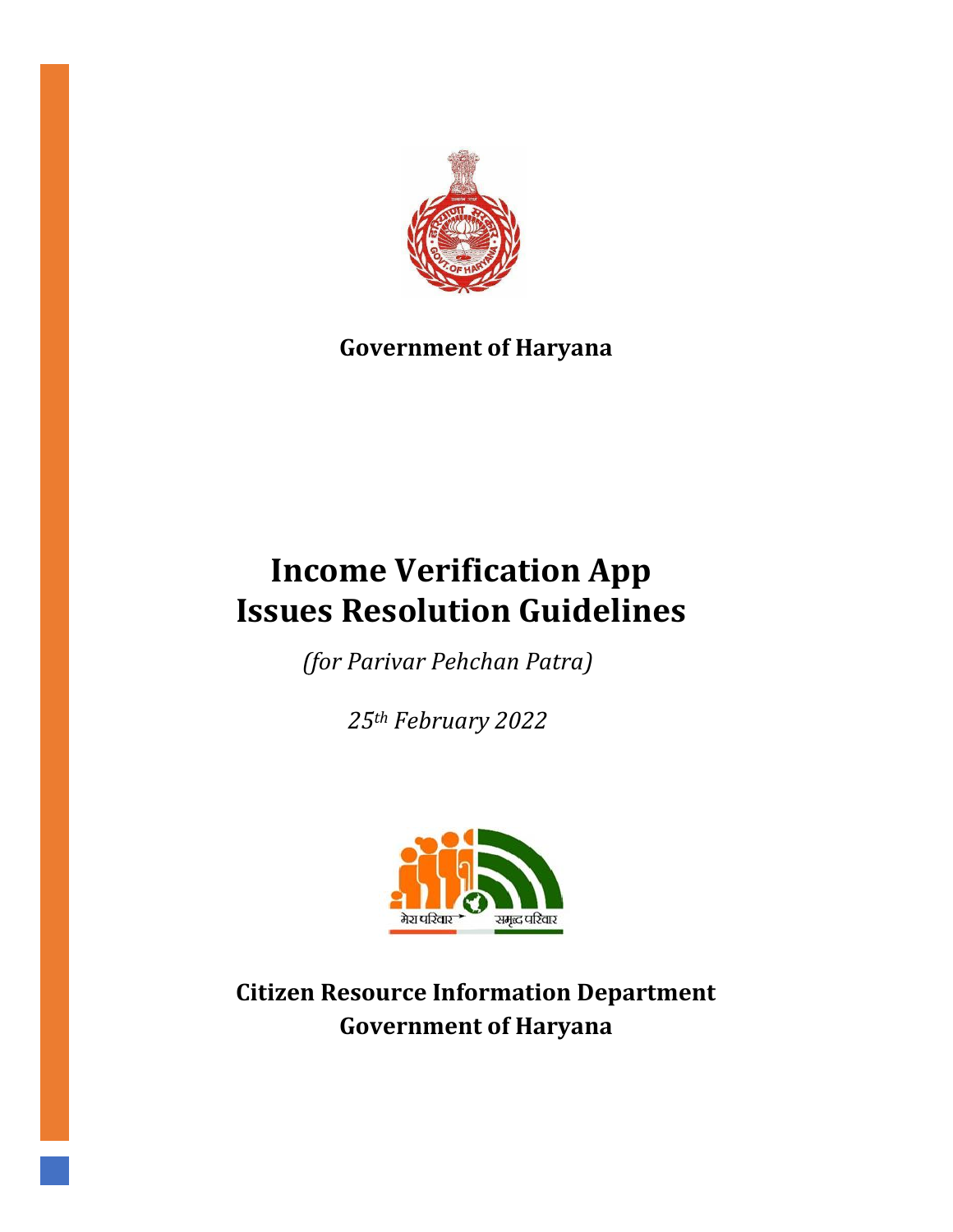**Government of Haryana**

# Income Verification App Issues Resolution Guidelines

*(for Parivar Pehchan Patra)*

*25th February 2022*

**Citizen Resource Information Department**
**Government of Haryana**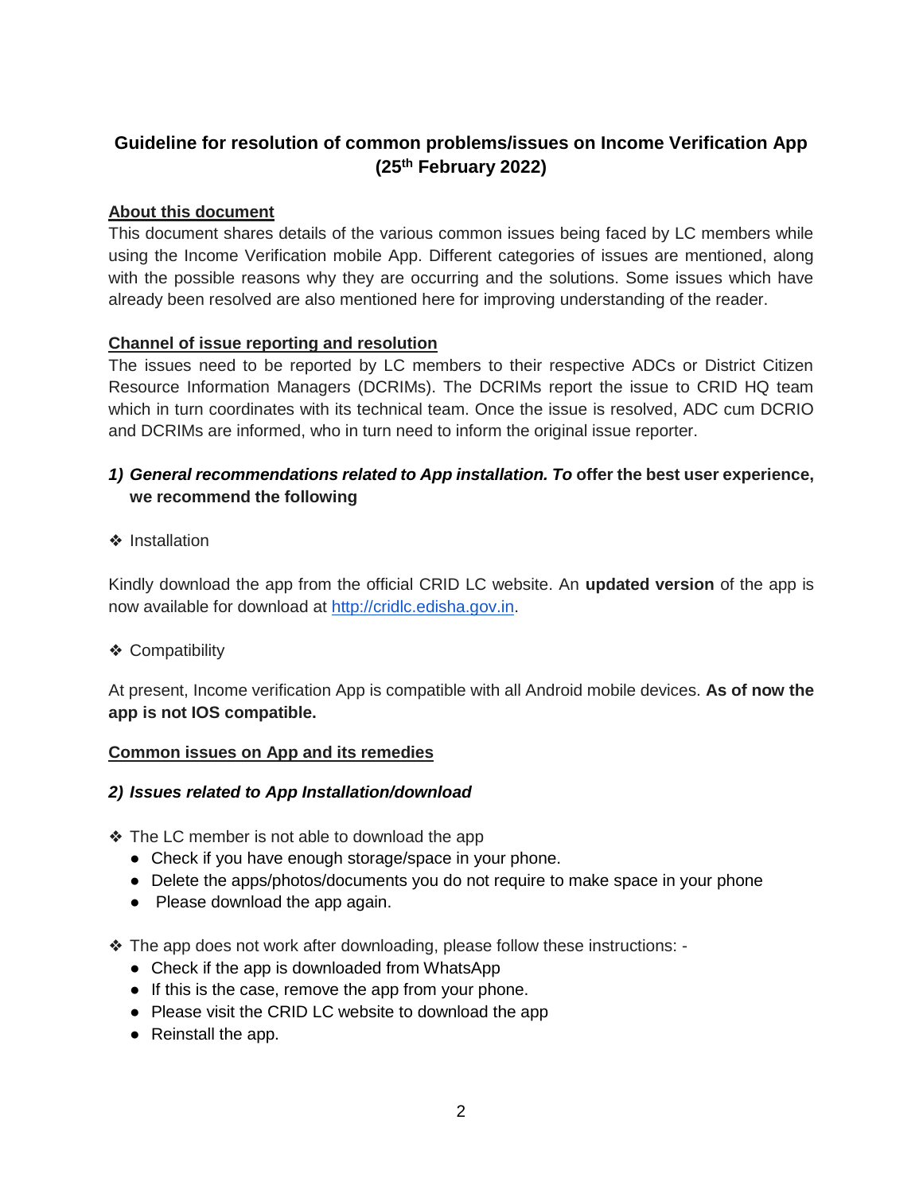# Guideline for resolution of common problems/issues on Income Verification App (25th February 2022)

**About this document**

This document shares details of the various common issues being faced by LC members while using the Income Verification mobile App. Different categories of issues are mentioned, along with the possible reasons why they are occurring and the solutions. Some issues which have already been resolved are also mentioned here for improving understanding of the reader.

**Channel of issue reporting and resolution**

The issues need to be reported by LC members to their respective ADCs or District Citizen Resource Information Managers (DCRIMs). The DCRIMs report the issue to CRID HQ team which in turn coordinates with its technical team. Once the issue is resolved, ADC cum DCRIO and DCRIMs are informed, who in turn need to inform the original issue reporter.

1) ***General recommendations related to App installation. To* offer the best user experience, we recommend the following**

❖ Installation

Kindly download the app from the official CRID LC website. An **updated version** of the app is now available for download at http://cridlc.edisha.gov.in.

❖ Compatibility

At present, Income verification App is compatible with all Android mobile devices. **As of now the app is not IOS compatible.**

**Common issues on App and its remedies**

***2) Issues related to App Installation/download***

❖ The LC member is not able to download the app
- Check if you have enough storage/space in your phone.
- Delete the apps/photos/documents you do not require to make space in your phone
- Please download the app again.

❖ The app does not work after downloading, please follow these instructions: -
- Check if the app is downloaded from WhatsApp
- If this is the case, remove the app from your phone.
- Please visit the CRID LC website to download the app
- Reinstall the app.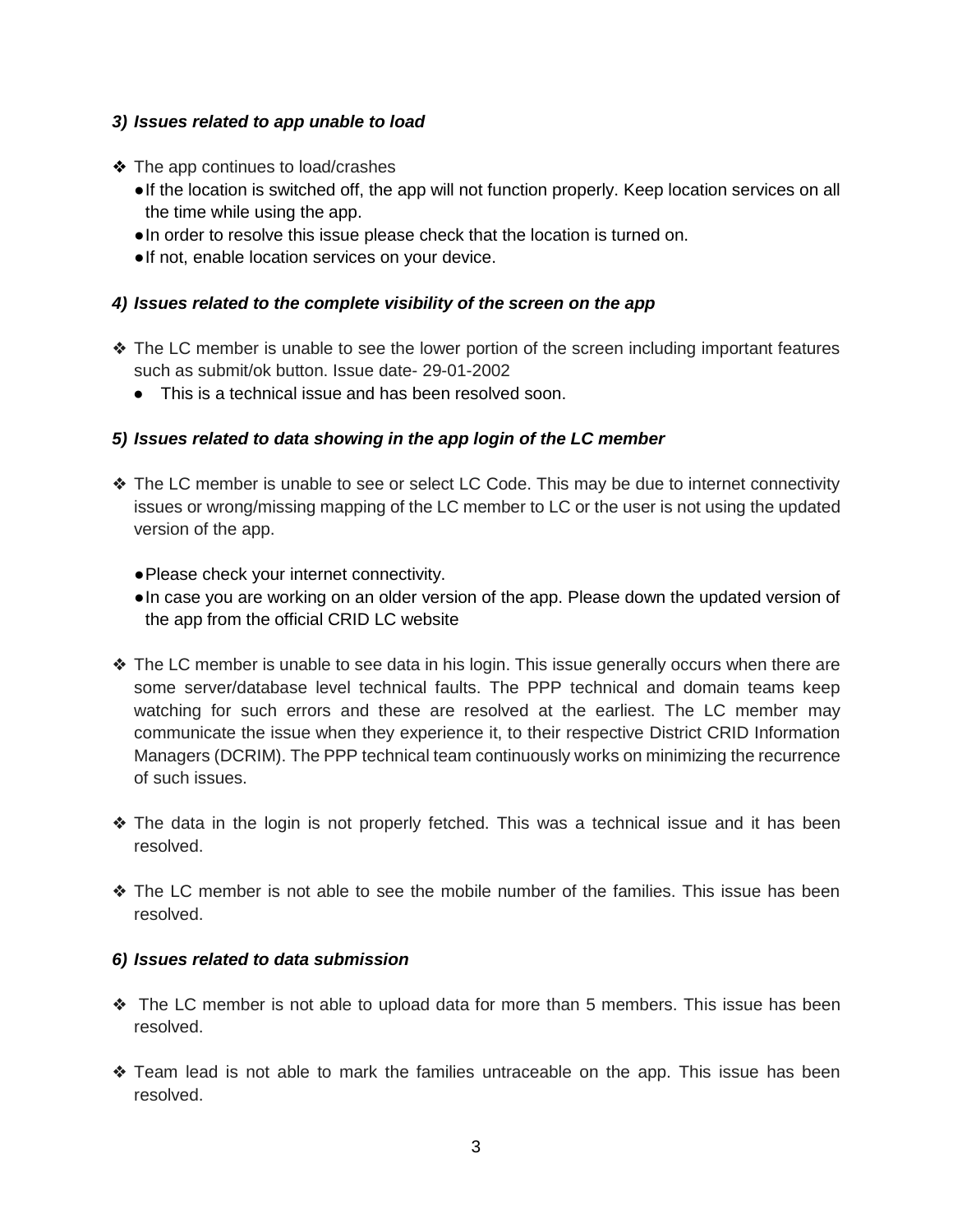### 3) *Issues related to app unable to load*

- ❖ The app continues to load/crashes
  - If the location is switched off, the app will not function properly. Keep location services on all the time while using the app.
  - In order to resolve this issue please check that the location is turned on.
  - If not, enable location services on your device.

### 4) *Issues related to the complete visibility of the screen on the app*

- ❖ The LC member is unable to see the lower portion of the screen including important features such as submit/ok button. Issue date- 29-01-2002
  - This is a technical issue and has been resolved soon.

### 5) *Issues related to data showing in the app login of the LC member*

- ❖ The LC member is unable to see or select LC Code. This may be due to internet connectivity issues or wrong/missing mapping of the LC member to LC or the user is not using the updated version of the app.

  - Please check your internet connectivity.
  - In case you are working on an older version of the app. Please down the updated version of the app from the official CRID LC website

- ❖ The LC member is unable to see data in his login. This issue generally occurs when there are some server/database level technical faults. The PPP technical and domain teams keep watching for such errors and these are resolved at the earliest. The LC member may communicate the issue when they experience it, to their respective District CRID Information Managers (DCRIM). The PPP technical team continuously works on minimizing the recurrence of such issues.

- ❖ The data in the login is not properly fetched. This was a technical issue and it has been resolved.

- ❖ The LC member is not able to see the mobile number of the families. This issue has been resolved.

### 6) *Issues related to data submission*

- ❖ The LC member is not able to upload data for more than 5 members. This issue has been resolved.

- ❖ Team lead is not able to mark the families untraceable on the app. This issue has been resolved.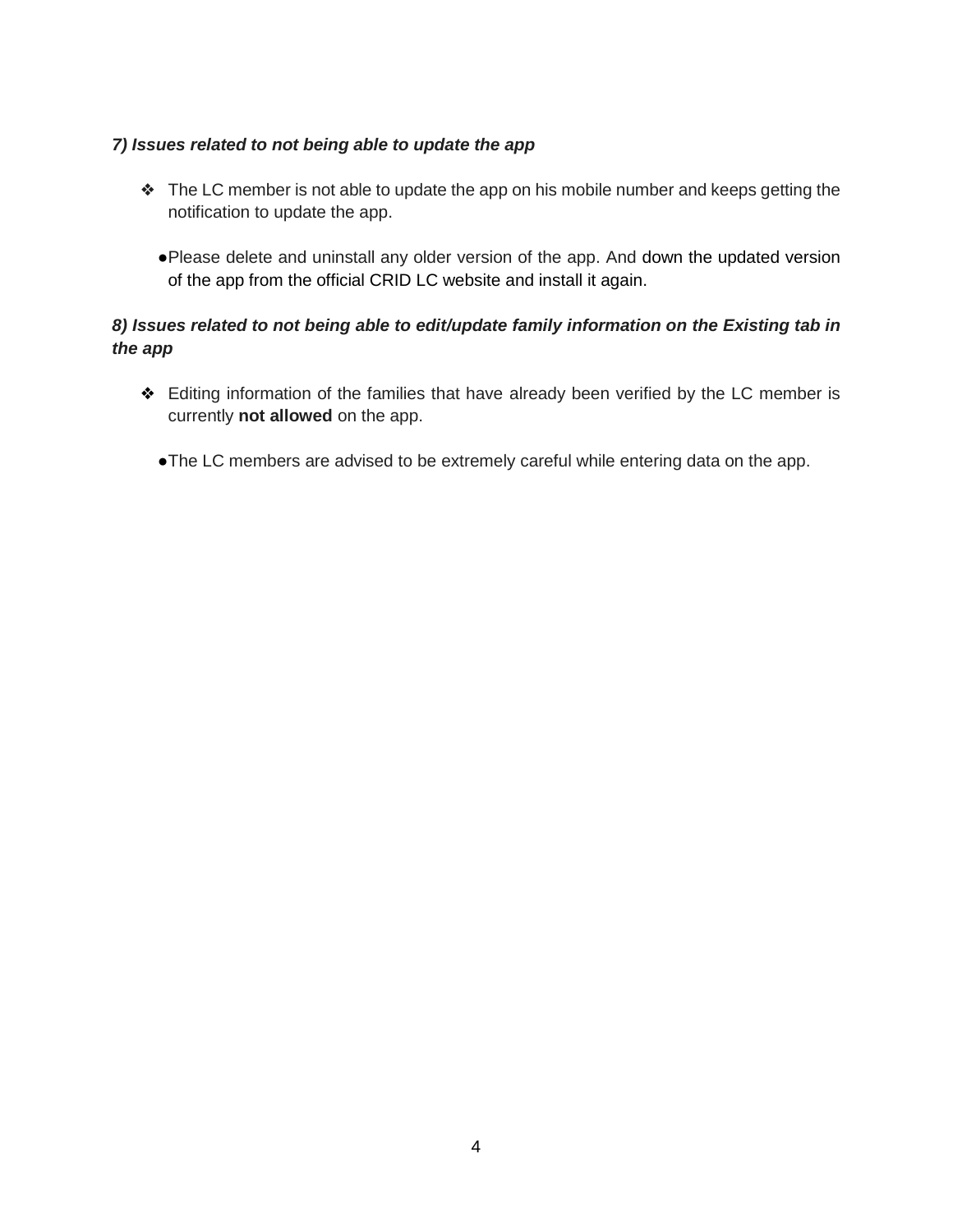***7) Issues related to not being able to update the app***

- ❖ The LC member is not able to update the app on his mobile number and keeps getting the notification to update the app.
  - Please delete and uninstall any older version of the app. And down the updated version of the app from the official CRID LC website and install it again.

***8) Issues related to not being able to edit/update family information on the Existing tab in the app***

- ❖ Editing information of the families that have already been verified by the LC member is currently **not allowed** on the app.
  - The LC members are advised to be extremely careful while entering data on the app.